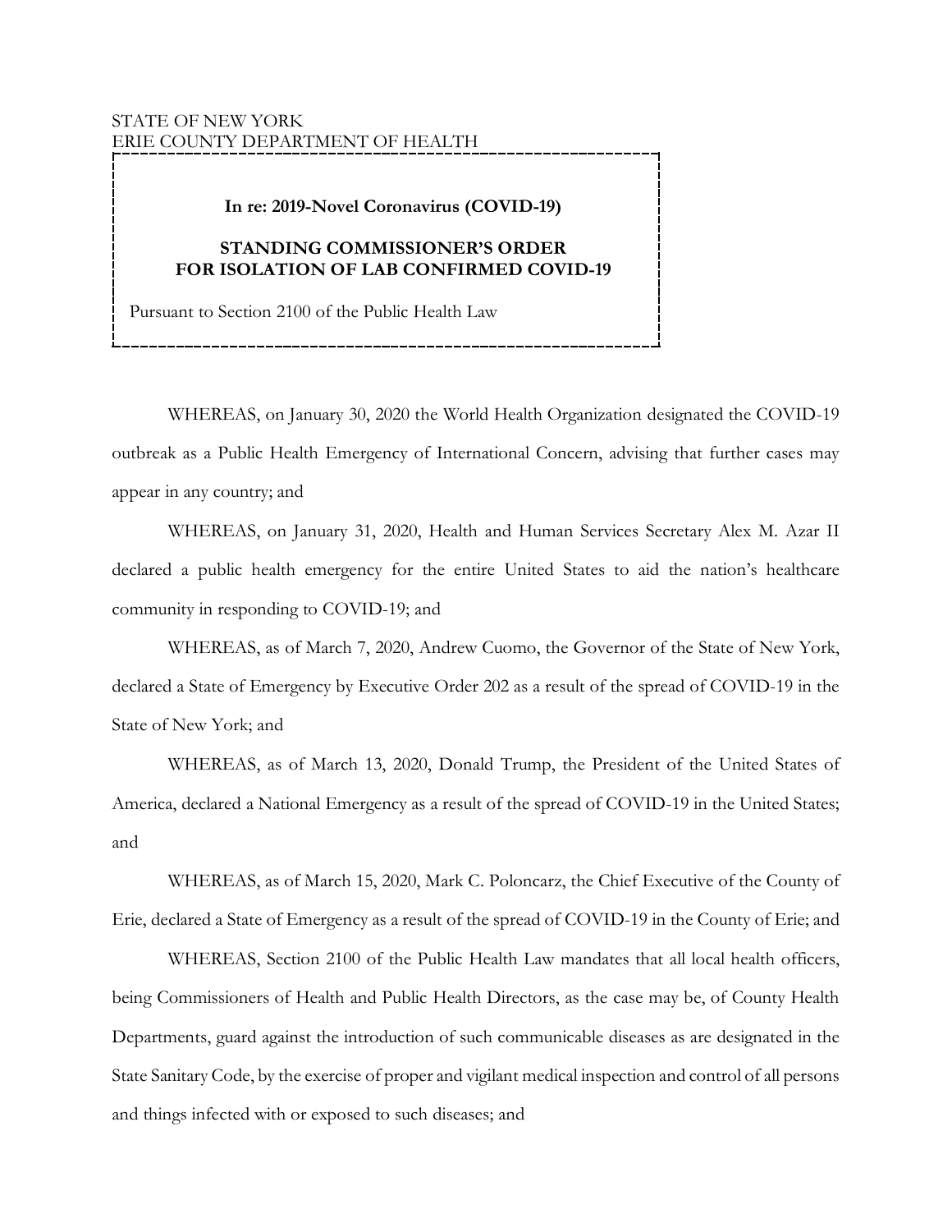STATE OF NEW YORK
ERIE COUNTY DEPARTMENT OF HEALTH

**In re: 2019-Novel Coronavirus (COVID-19)**

**STANDING COMMISSIONER'S ORDER FOR ISOLATION OF LAB CONFIRMED COVID-19**

Pursuant to Section 2100 of the Public Health Law

WHEREAS, on January 30, 2020 the World Health Organization designated the COVID-19 outbreak as a Public Health Emergency of International Concern, advising that further cases may appear in any country; and

WHEREAS, on January 31, 2020, Health and Human Services Secretary Alex M. Azar II declared a public health emergency for the entire United States to aid the nation's healthcare community in responding to COVID-19; and

WHEREAS, as of March 7, 2020, Andrew Cuomo, the Governor of the State of New York, declared a State of Emergency by Executive Order 202 as a result of the spread of COVID-19 in the State of New York; and

WHEREAS, as of March 13, 2020, Donald Trump, the President of the United States of America, declared a National Emergency as a result of the spread of COVID-19 in the United States; and

WHEREAS, as of March 15, 2020, Mark C. Poloncarz, the Chief Executive of the County of Erie, declared a State of Emergency as a result of the spread of COVID-19 in the County of Erie; and

WHEREAS, Section 2100 of the Public Health Law mandates that all local health officers, being Commissioners of Health and Public Health Directors, as the case may be, of County Health Departments, guard against the introduction of such communicable diseases as are designated in the State Sanitary Code, by the exercise of proper and vigilant medical inspection and control of all persons and things infected with or exposed to such diseases; and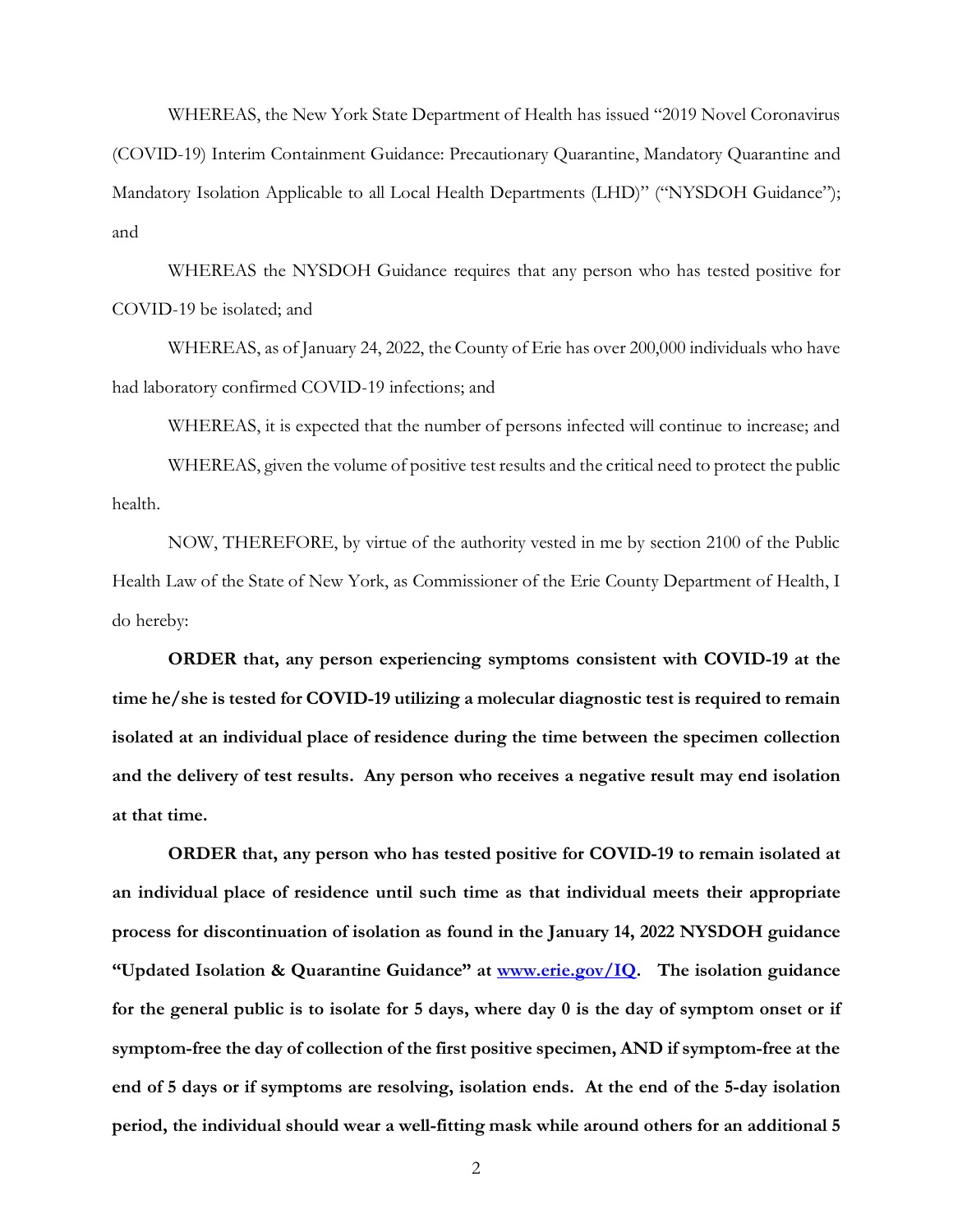WHEREAS, the New York State Department of Health has issued "2019 Novel Coronavirus (COVID-19) Interim Containment Guidance: Precautionary Quarantine, Mandatory Quarantine and Mandatory Isolation Applicable to all Local Health Departments (LHD)" ("NYSDOH Guidance"); and

WHEREAS the NYSDOH Guidance requires that any person who has tested positive for COVID-19 be isolated; and

WHEREAS, as of January 24, 2022, the County of Erie has over 200,000 individuals who have had laboratory confirmed COVID-19 infections; and

WHEREAS, it is expected that the number of persons infected will continue to increase; and

WHEREAS, given the volume of positive test results and the critical need to protect the public health.

NOW, THEREFORE, by virtue of the authority vested in me by section 2100 of the Public Health Law of the State of New York, as Commissioner of the Erie County Department of Health, I do hereby:

**ORDER that, any person experiencing symptoms consistent with COVID-19 at the time he/she is tested for COVID-19 utilizing a molecular diagnostic test is required to remain isolated at an individual place of residence during the time between the specimen collection and the delivery of test results. Any person who receives a negative result may end isolation at that time.**

**ORDER that, any person who has tested positive for COVID-19 to remain isolated at an individual place of residence until such time as that individual meets their appropriate process for discontinuation of isolation as found in the January 14, 2022 NYSDOH guidance "Updated Isolation & Quarantine Guidance" at [www.erie.gov/IQ](www.erie.gov/IQ). The isolation guidance for the general public is to isolate for 5 days, where day 0 is the day of symptom onset or if symptom-free the day of collection of the first positive specimen, AND if symptom-free at the end of 5 days or if symptoms are resolving, isolation ends. At the end of the 5-day isolation period, the individual should wear a well-fitting mask while around others for an additional 5**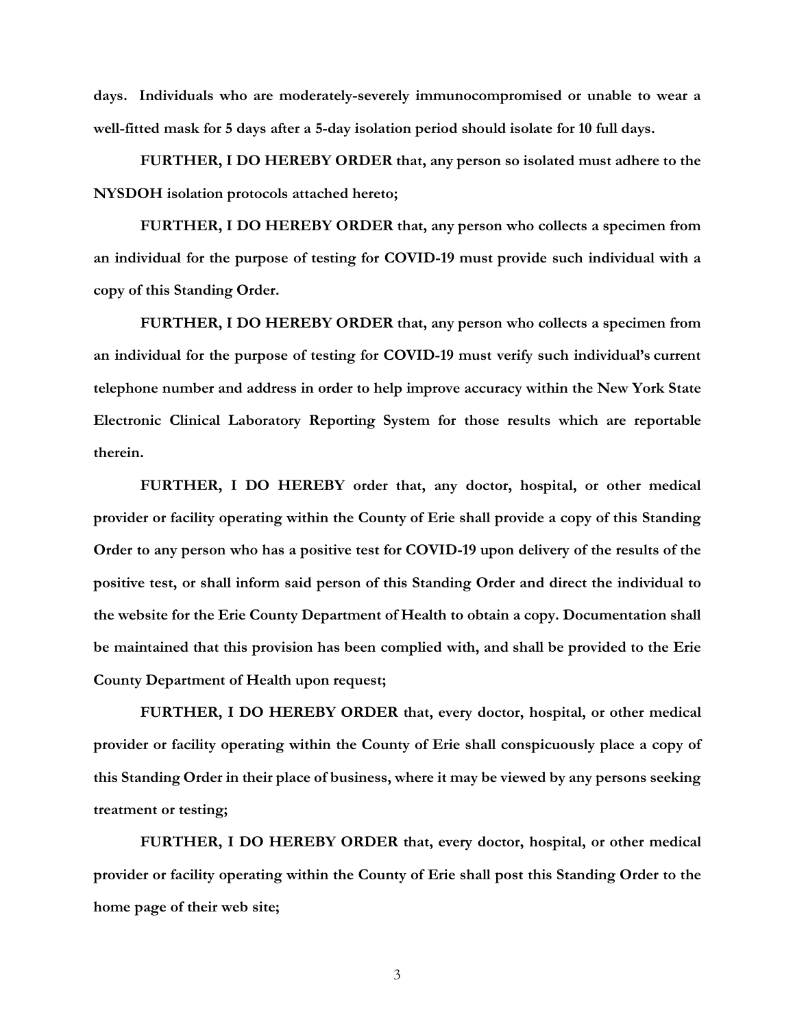**days. Individuals who are moderately-severely immunocompromised or unable to wear a well-fitted mask for 5 days after a 5-day isolation period should isolate for 10 full days.**

**FURTHER, I DO HEREBY ORDER that, any person so isolated must adhere to the NYSDOH isolation protocols attached hereto;**

**FURTHER, I DO HEREBY ORDER that, any person who collects a specimen from an individual for the purpose of testing for COVID-19 must provide such individual with a copy of this Standing Order.**

**FURTHER, I DO HEREBY ORDER that, any person who collects a specimen from an individual for the purpose of testing for COVID-19 must verify such individual's current telephone number and address in order to help improve accuracy within the New York State Electronic Clinical Laboratory Reporting System for those results which are reportable therein.**

**FURTHER, I DO HEREBY order that, any doctor, hospital, or other medical provider or facility operating within the County of Erie shall provide a copy of this Standing Order to any person who has a positive test for COVID-19 upon delivery of the results of the positive test, or shall inform said person of this Standing Order and direct the individual to the website for the Erie County Department of Health to obtain a copy. Documentation shall be maintained that this provision has been complied with, and shall be provided to the Erie County Department of Health upon request;**

**FURTHER, I DO HEREBY ORDER that, every doctor, hospital, or other medical provider or facility operating within the County of Erie shall conspicuously place a copy of this Standing Order in their place of business, where it may be viewed by any persons seeking treatment or testing;**

**FURTHER, I DO HEREBY ORDER that, every doctor, hospital, or other medical provider or facility operating within the County of Erie shall post this Standing Order to the home page of their web site;**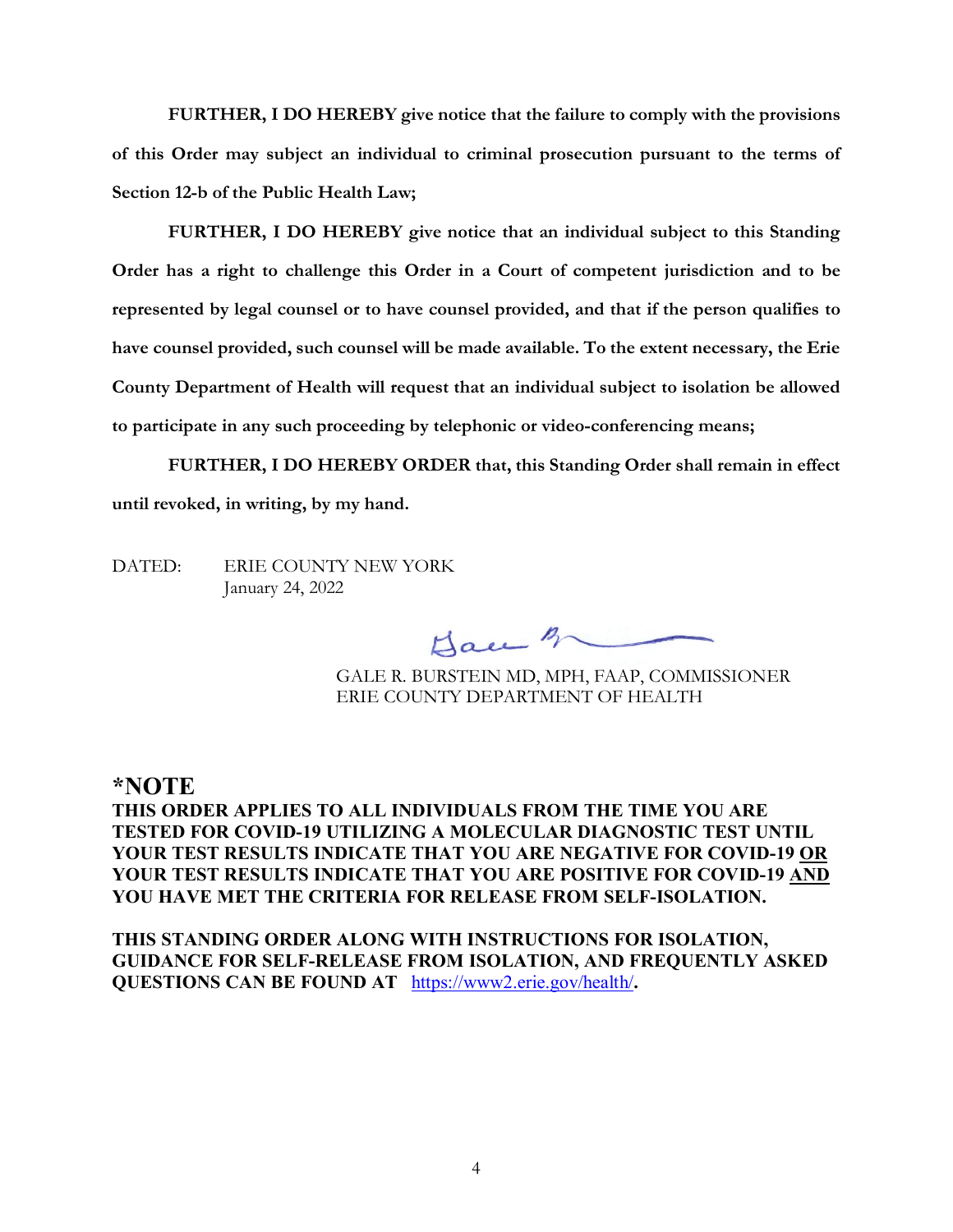**FURTHER, I DO HEREBY give notice that the failure to comply with the provisions of this Order may subject an individual to criminal prosecution pursuant to the terms of Section 12-b of the Public Health Law;**

**FURTHER, I DO HEREBY give notice that an individual subject to this Standing Order has a right to challenge this Order in a Court of competent jurisdiction and to be represented by legal counsel or to have counsel provided, and that if the person qualifies to have counsel provided, such counsel will be made available. To the extent necessary, the Erie County Department of Health will request that an individual subject to isolation be allowed to participate in any such proceeding by telephonic or video-conferencing means;**

**FURTHER, I DO HEREBY ORDER that, this Standing Order shall remain in effect until revoked, in writing, by my hand.**

DATED: ERIE COUNTY NEW YORK
January 24, 2022

GALE R. BURSTEIN MD, MPH, FAAP, COMMISSIONER
ERIE COUNTY DEPARTMENT OF HEALTH

## *NOTE

**THIS ORDER APPLIES TO ALL INDIVIDUALS FROM THE TIME YOU ARE TESTED FOR COVID-19 UTILIZING A MOLECULAR DIAGNOSTIC TEST UNTIL YOUR TEST RESULTS INDICATE THAT YOU ARE NEGATIVE FOR COVID-19 OR YOUR TEST RESULTS INDICATE THAT YOU ARE POSITIVE FOR COVID-19 AND YOU HAVE MET THE CRITERIA FOR RELEASE FROM SELF-ISOLATION.**

**THIS STANDING ORDER ALONG WITH INSTRUCTIONS FOR ISOLATION, GUIDANCE FOR SELF-RELEASE FROM ISOLATION, AND FREQUENTLY ASKED QUESTIONS CAN BE FOUND AT** https://www2.erie.gov/health/.